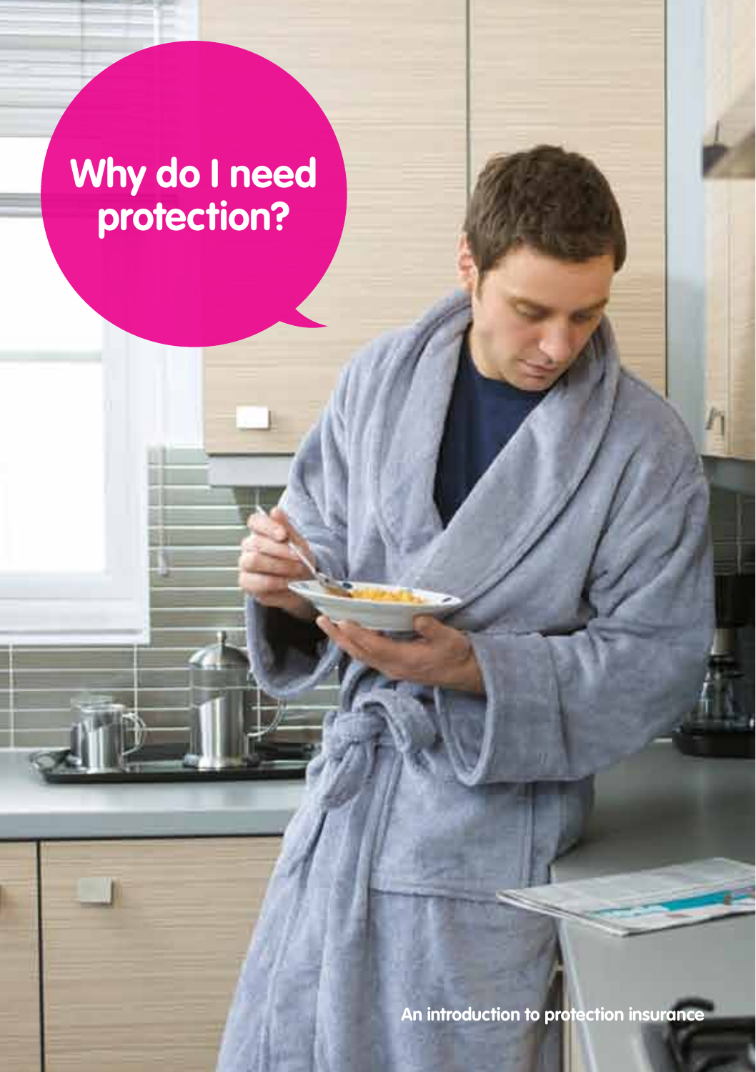# Why do I need protection?

An introduction to protection insurance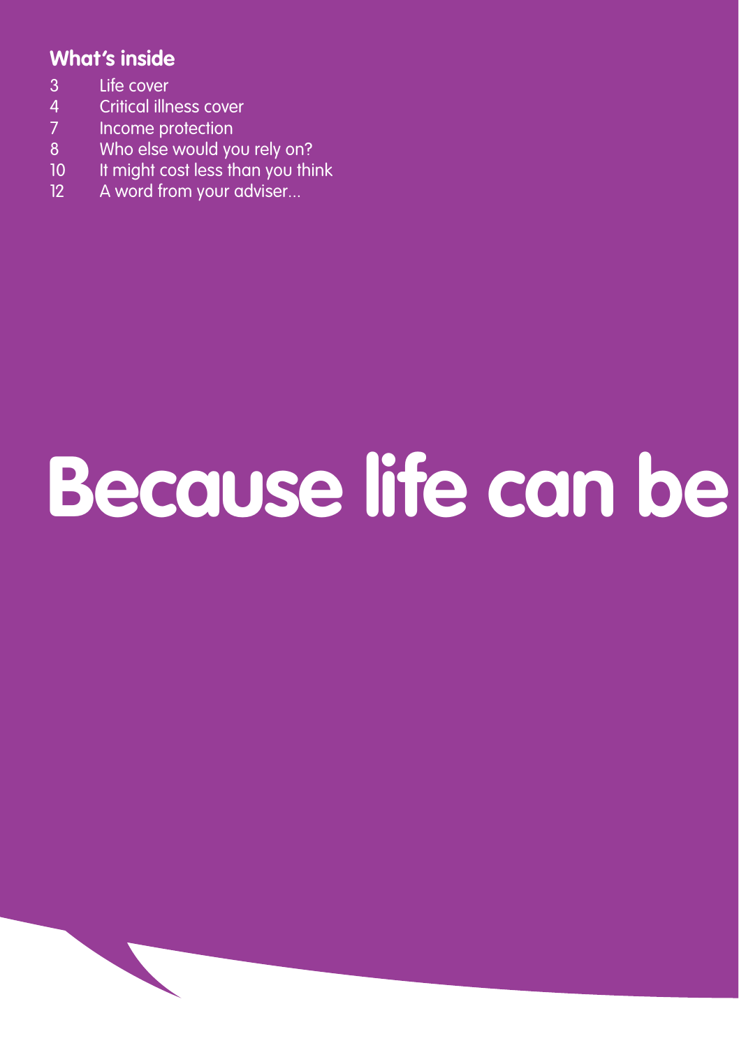## What's inside

| | |
|---|---|
| 3 | Life cover |
| 4 | Critical illness cover |
| 7 | Income protection |
| 8 | Who else would you rely on? |
| 10 | It might cost less than you think |
| 12 | A word from your adviser... |

# Because life can be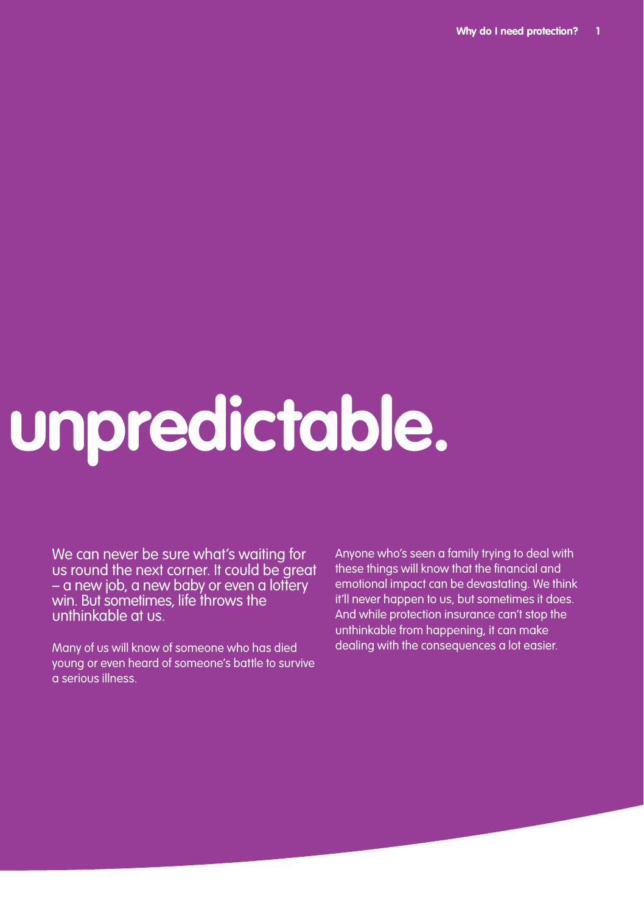# unpredictable.

We can never be sure what's waiting for us round the next corner. It could be great – a new job, a new baby or even a lottery win. But sometimes, life throws the unthinkable at us.

Many of us will know of someone who has died young or even heard of someone's battle to survive a serious illness.

Anyone who's seen a family trying to deal with these things will know that the financial and emotional impact can be devastating. We think it'll never happen to us, but sometimes it does. And while protection insurance can't stop the unthinkable from happening, it can make dealing with the consequences a lot easier.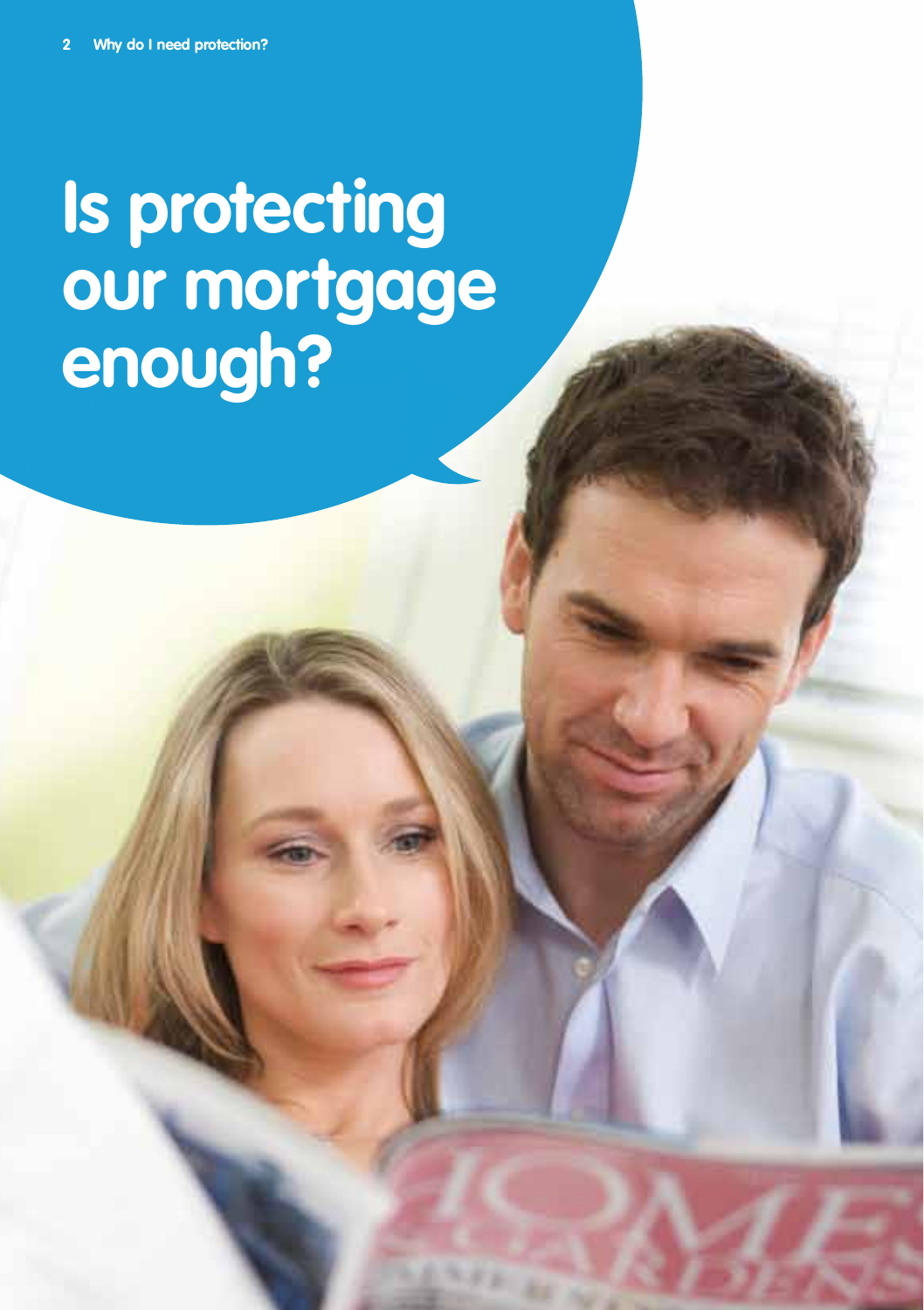# Is protecting our mortgage enough?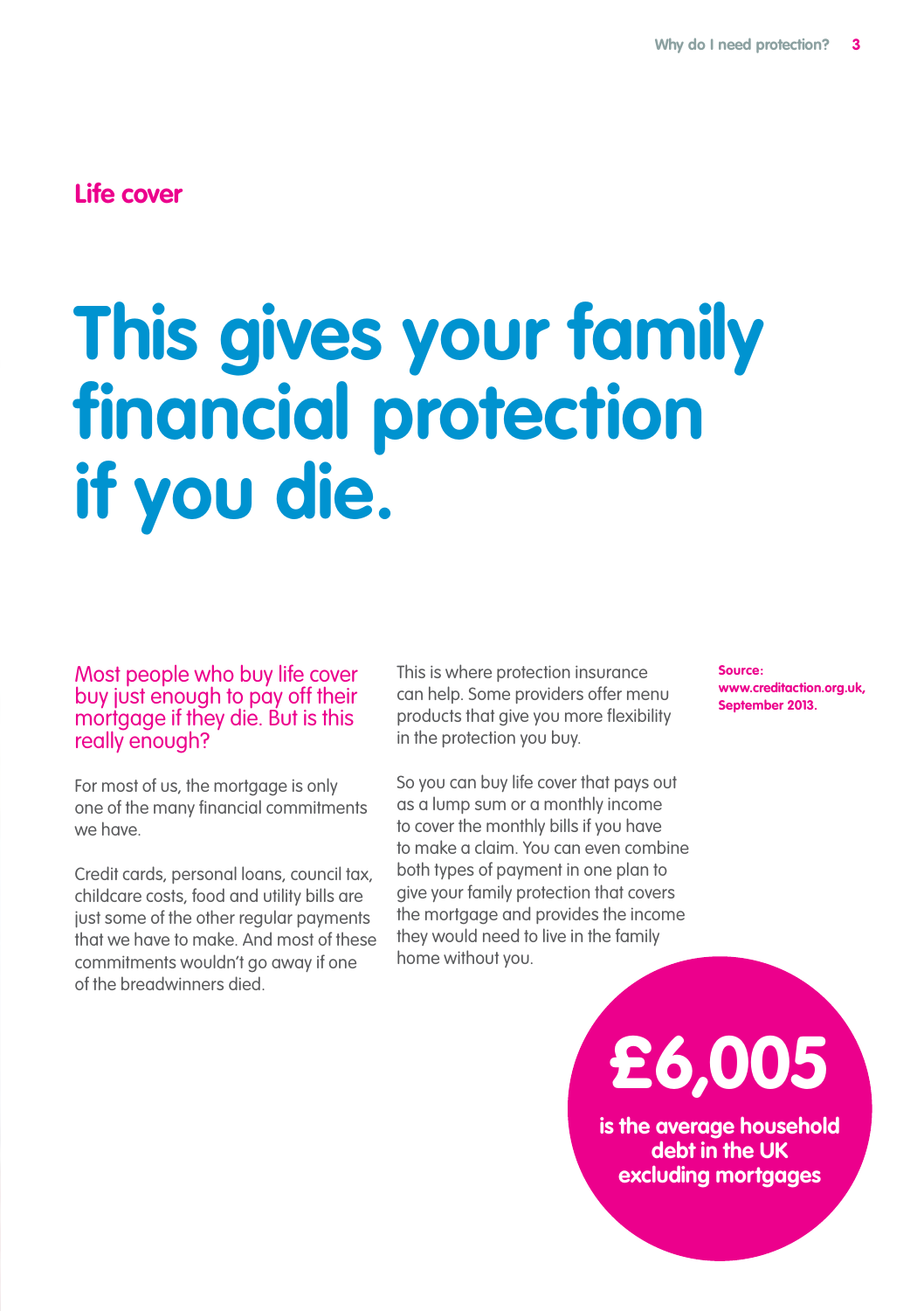## Life cover

# This gives your family financial protection if you die.

Most people who buy life cover buy just enough to pay off their mortgage if they die. But is this really enough?

For most of us, the mortgage is only one of the many financial commitments we have.

Credit cards, personal loans, council tax, childcare costs, food and utility bills are just some of the other regular payments that we have to make. And most of these commitments wouldn't go away if one of the breadwinners died.

This is where protection insurance can help. Some providers offer menu products that give you more flexibility in the protection you buy.

So you can buy life cover that pays out as a lump sum or a monthly income to cover the monthly bills if you have to make a claim. You can even combine both types of payment in one plan to give your family protection that covers the mortgage and provides the income they would need to live in the family home without you.

**£6,005**

**is the average household debt in the UK excluding mortgages**

**Source: www.creditaction.org.uk, September 2013.**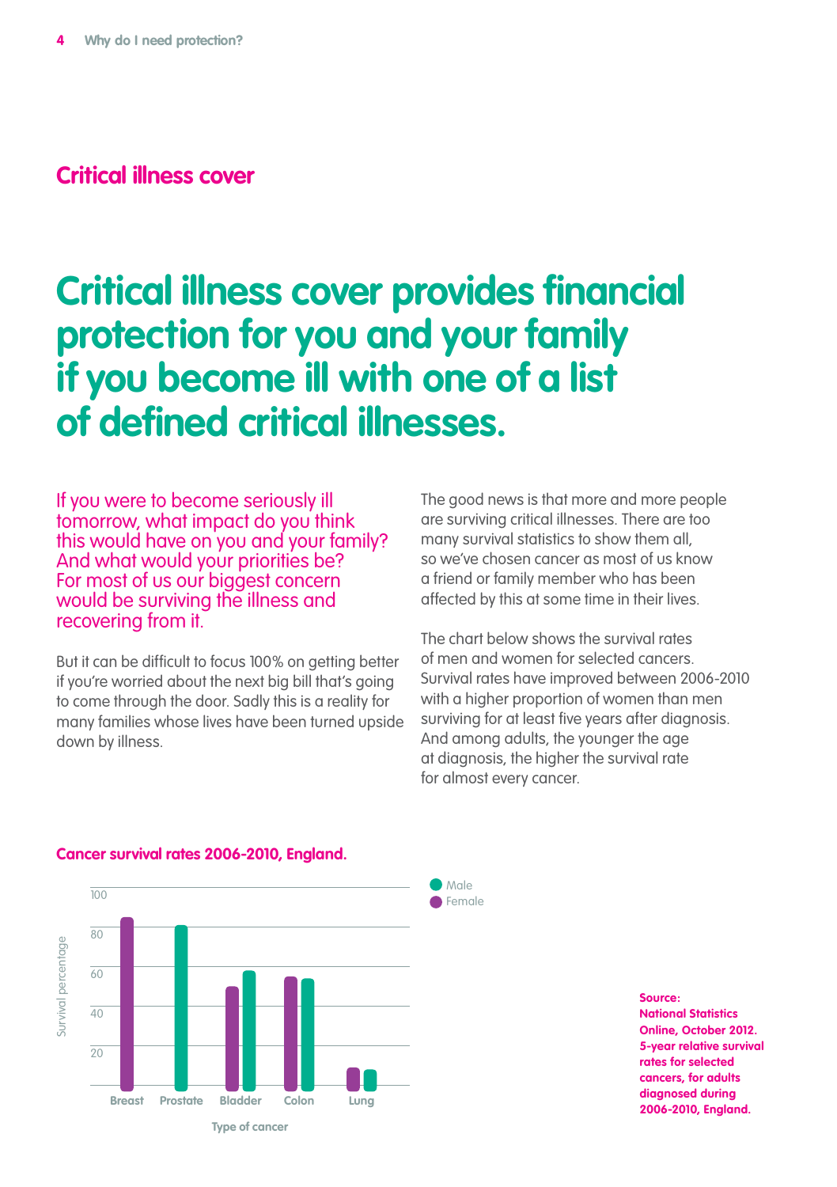## Critical illness cover

# Critical illness cover provides financial protection for you and your family if you become ill with one of a list of defined critical illnesses.

If you were to become seriously ill tomorrow, what impact do you think this would have on you and your family? And what would your priorities be? For most of us our biggest concern would be surviving the illness and recovering from it.

But it can be difficult to focus 100% on getting better if you're worried about the next big bill that's going to come through the door. Sadly this is a reality for many families whose lives have been turned upside down by illness.

The good news is that more and more people are surviving critical illnesses. There are too many survival statistics to show them all, so we've chosen cancer as most of us know a friend or family member who has been affected by this at some time in their lives.

The chart below shows the survival rates of men and women for selected cancers. Survival rates have improved between 2006-2010 with a higher proportion of women than men surviving for at least five years after diagnosis. And among adults, the younger the age at diagnosis, the higher the survival rate for almost every cancer.

**Cancer survival rates 2006-2010, England.**

Survival percentage (0–100) by Type of cancer: Breast, Prostate, Bladder, Colon, Lung. Legend: Male, Female.

**Source: National Statistics Online, October 2012. 5-year relative survival rates for selected cancers, for adults diagnosed during 2006-2010, England.**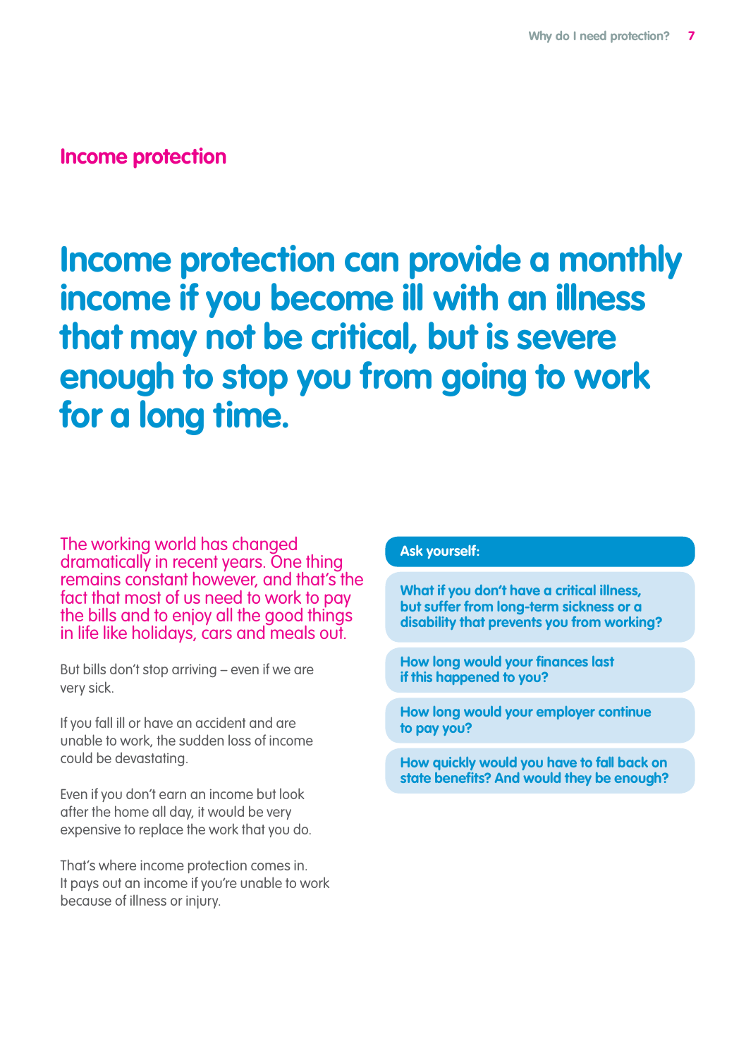## Income protection

# Income protection can provide a monthly income if you become ill with an illness that may not be critical, but is severe enough to stop you from going to work for a long time.

The working world has changed dramatically in recent years. One thing remains constant however, and that's the fact that most of us need to work to pay the bills and to enjoy all the good things in life like holidays, cars and meals out.

But bills don't stop arriving – even if we are very sick.

If you fall ill or have an accident and are unable to work, the sudden loss of income could be devastating.

Even if you don't earn an income but look after the home all day, it would be very expensive to replace the work that you do.

That's where income protection comes in. It pays out an income if you're unable to work because of illness or injury.

**Ask yourself:**

**What if you don't have a critical illness, but suffer from long-term sickness or a disability that prevents you from working?**

**How long would your finances last if this happened to you?**

**How long would your employer continue to pay you?**

**How quickly would you have to fall back on state benefits? And would they be enough?**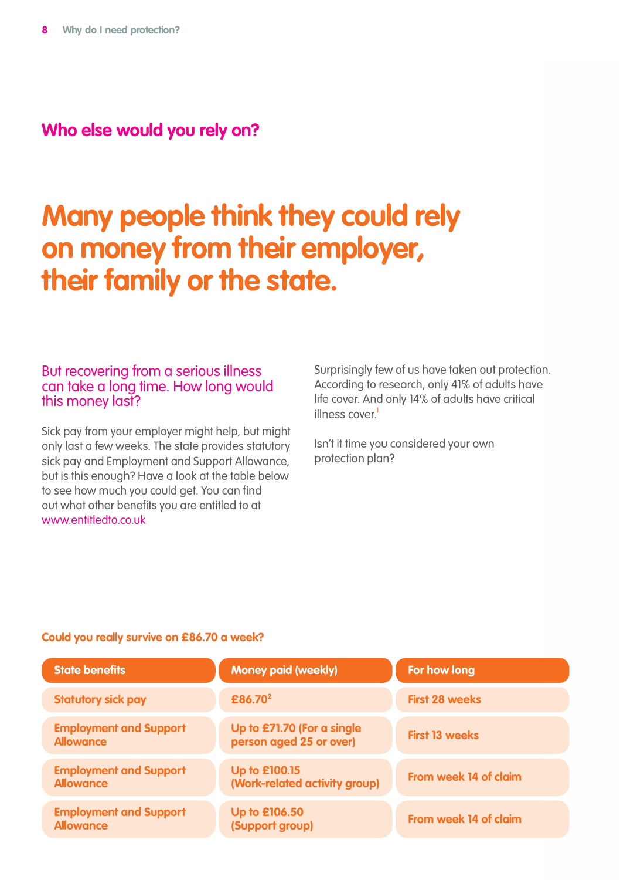## Who else would you rely on?

# Many people think they could rely on money from their employer, their family or the state.

### But recovering from a serious illness can take a long time. How long would this money last?

Sick pay from your employer might help, but might only last a few weeks. The state provides statutory sick pay and Employment and Support Allowance, but is this enough? Have a look at the table below to see how much you could get. You can find out what other benefits you are entitled to at www.entitledto.co.uk

Surprisingly few of us have taken out protection. According to research, only 41% of adults have life cover. And only 14% of adults have critical illness cover.[1]

Isn't it time you considered your own protection plan?

**Could you really survive on £86.70 a week?**

| State benefits | Money paid (weekly) | For how long |
|---|---|---|
| Statutory sick pay | £86.70[2] | First 28 weeks |
| Employment and Support Allowance | Up to £71.70 (For a single person aged 25 or over) | First 13 weeks |
| Employment and Support Allowance | Up to £100.15 (Work-related activity group) | From week 14 of claim |
| Employment and Support Allowance | Up to £106.50 (Support group) | From week 14 of claim |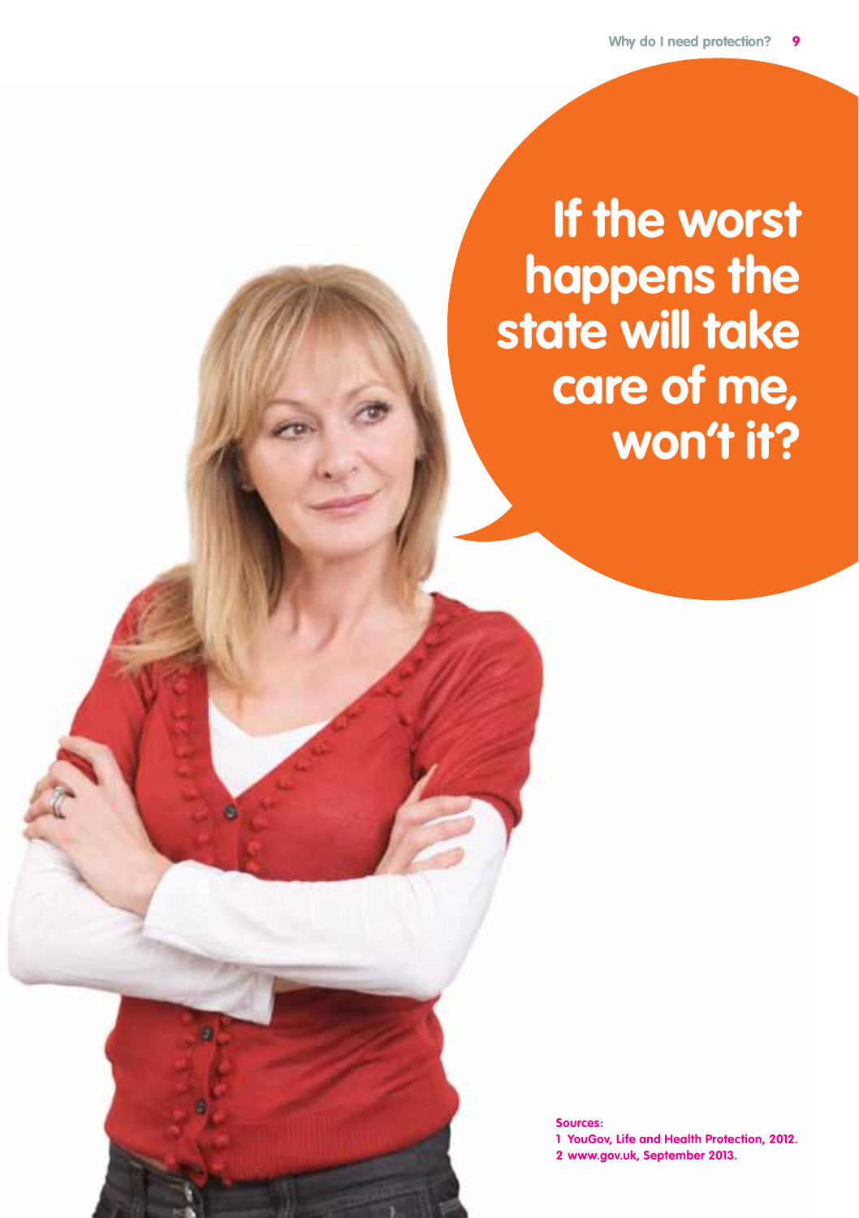# If the worst happens the state will take care of me, won't it?

**Sources:**

1. YouGov, Life and Health Protection, 2012.
2. www.gov.uk, September 2013.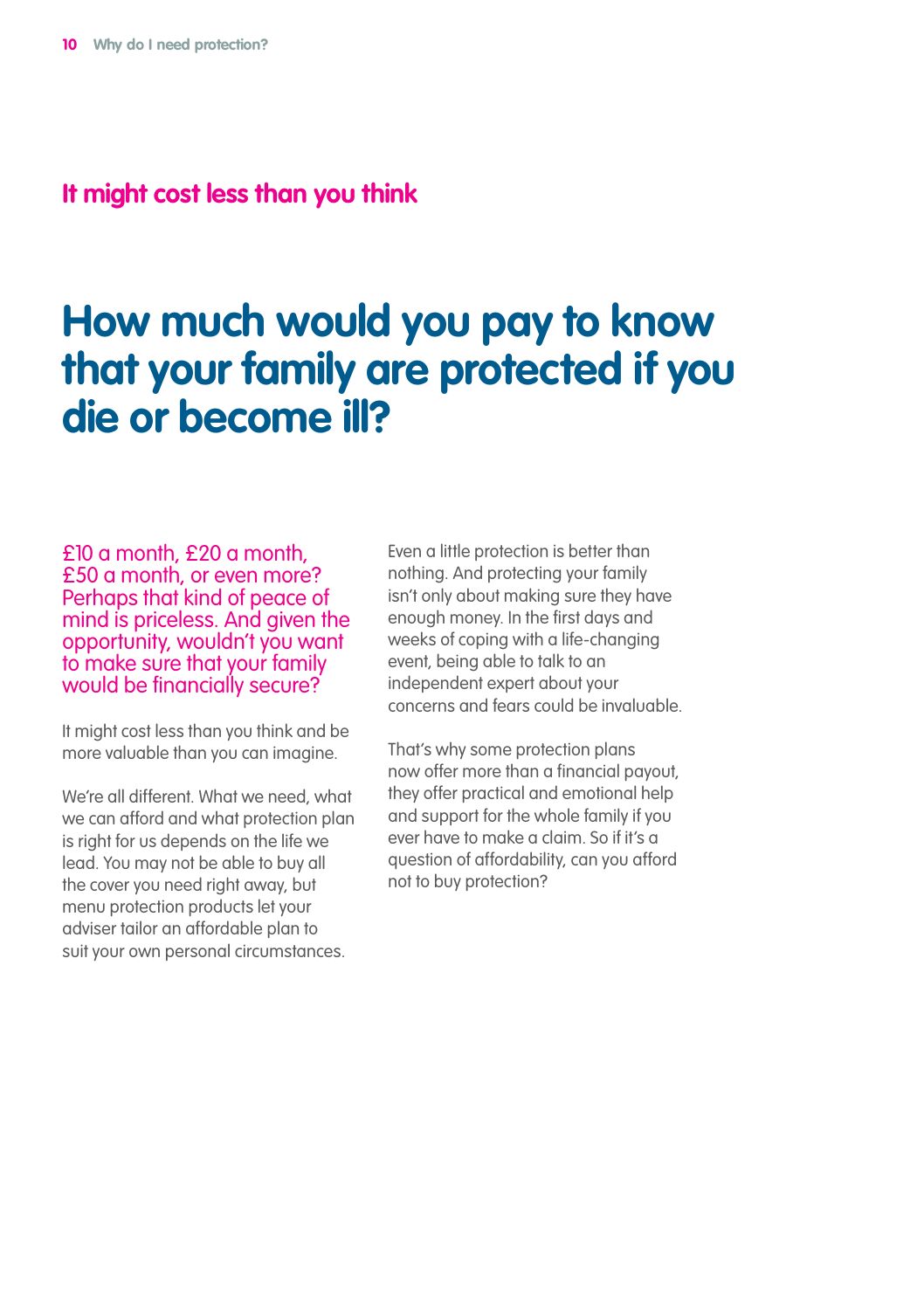## It might cost less than you think

# How much would you pay to know that your family are protected if you die or become ill?

£10 a month, £20 a month, £50 a month, or even more? Perhaps that kind of peace of mind is priceless. And given the opportunity, wouldn't you want to make sure that your family would be financially secure?

It might cost less than you think and be more valuable than you can imagine.

We're all different. What we need, what we can afford and what protection plan is right for us depends on the life we lead. You may not be able to buy all the cover you need right away, but menu protection products let your adviser tailor an affordable plan to suit your own personal circumstances.

Even a little protection is better than nothing. And protecting your family isn't only about making sure they have enough money. In the first days and weeks of coping with a life-changing event, being able to talk to an independent expert about your concerns and fears could be invaluable.

That's why some protection plans now offer more than a financial payout, they offer practical and emotional help and support for the whole family if you ever have to make a claim. So if it's a question of affordability, can you afford not to buy protection?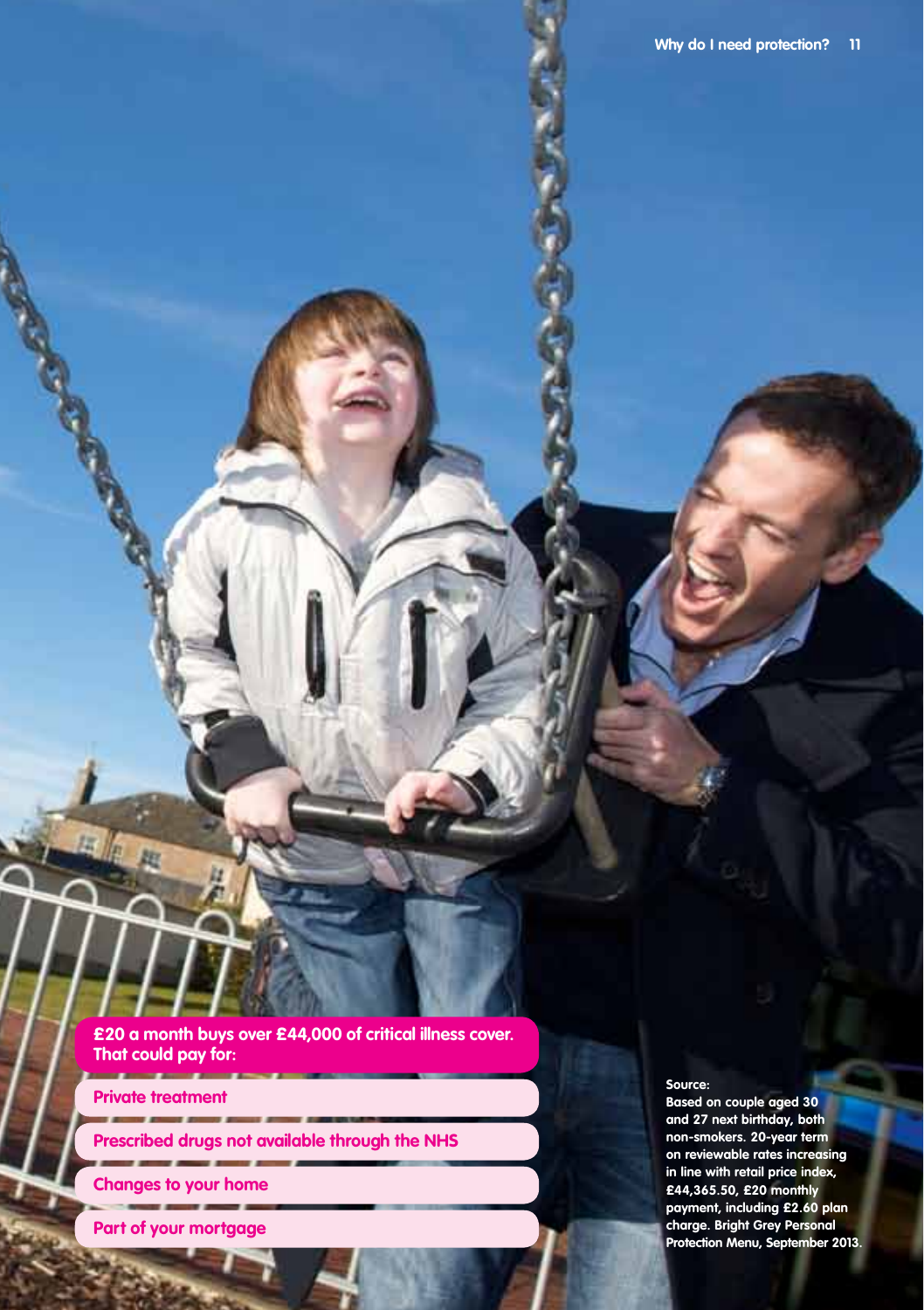**£20 a month buys over £44,000 of critical illness cover. That could pay for:**

- Private treatment
- Prescribed drugs not available through the NHS
- Changes to your home
- Part of your mortgage

**Source:**
**Based on couple aged 30 and 27 next birthday, both non-smokers. 20-year term on reviewable rates increasing in line with retail price index, £44,365.50, £20 monthly payment, including £2.60 plan charge. Bright Grey Personal Protection Menu, September 2013.**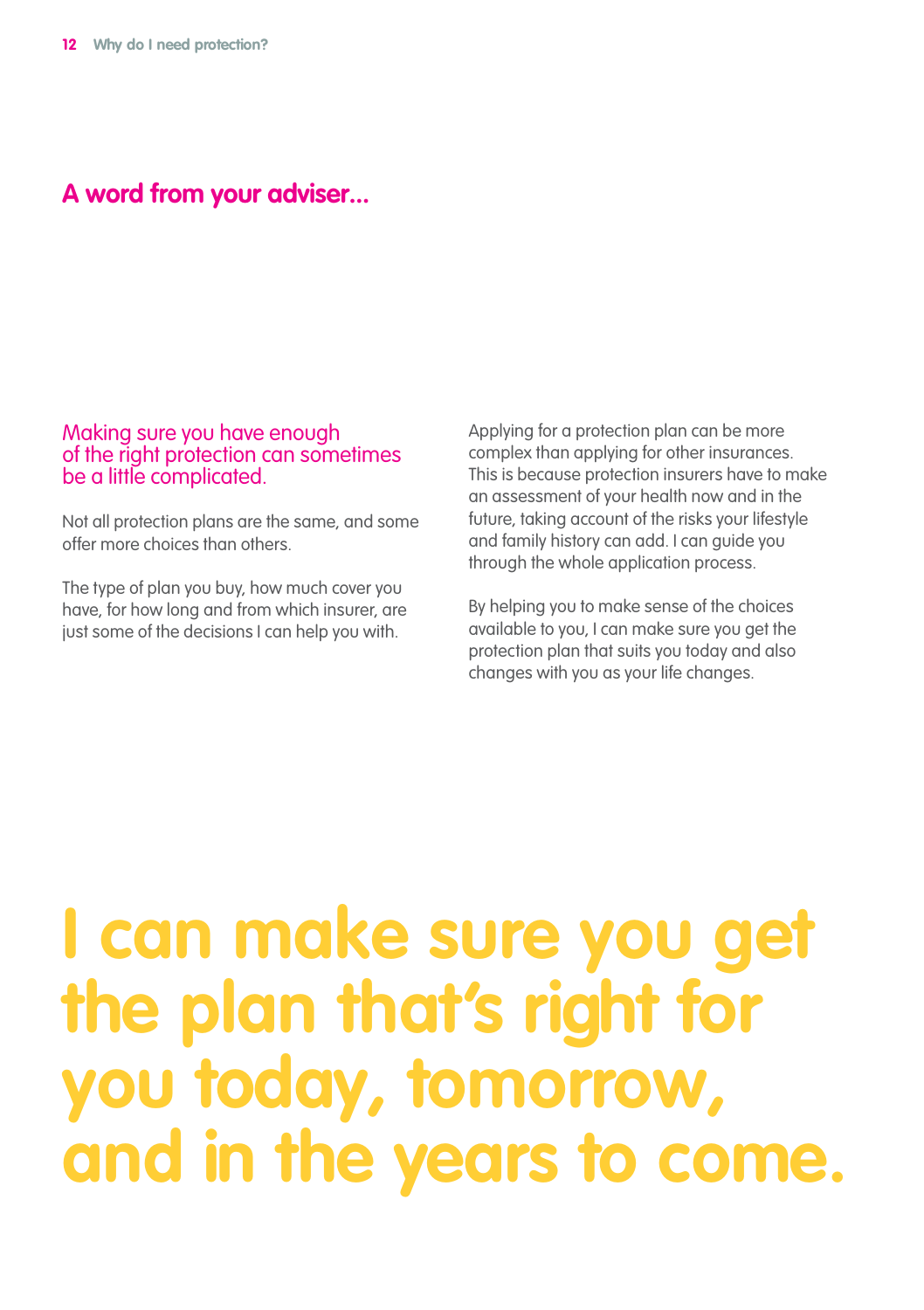## A word from your adviser...

**Making sure you have enough of the right protection can sometimes be a little complicated.**

Not all protection plans are the same, and some offer more choices than others.

The type of plan you buy, how much cover you have, for how long and from which insurer, are just some of the decisions I can help you with.

Applying for a protection plan can be more complex than applying for other insurances. This is because protection insurers have to make an assessment of your health now and in the future, taking account of the risks your lifestyle and family history can add. I can guide you through the whole application process.

By helping you to make sense of the choices available to you, I can make sure you get the protection plan that suits you today and also changes with you as your life changes.

# I can make sure you get the plan that's right for you today, tomorrow, and in the years to come.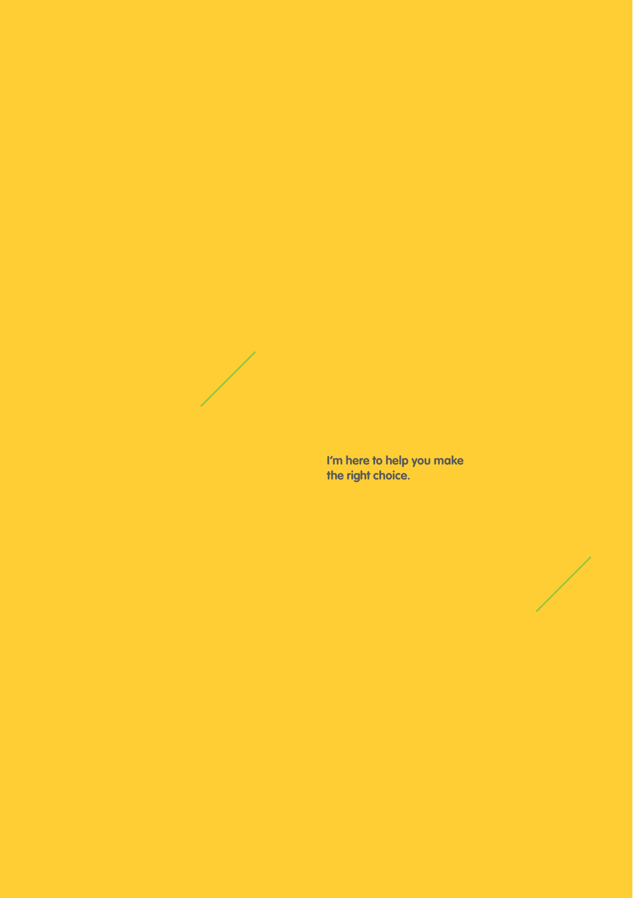**I'm here to help you make the right choice.**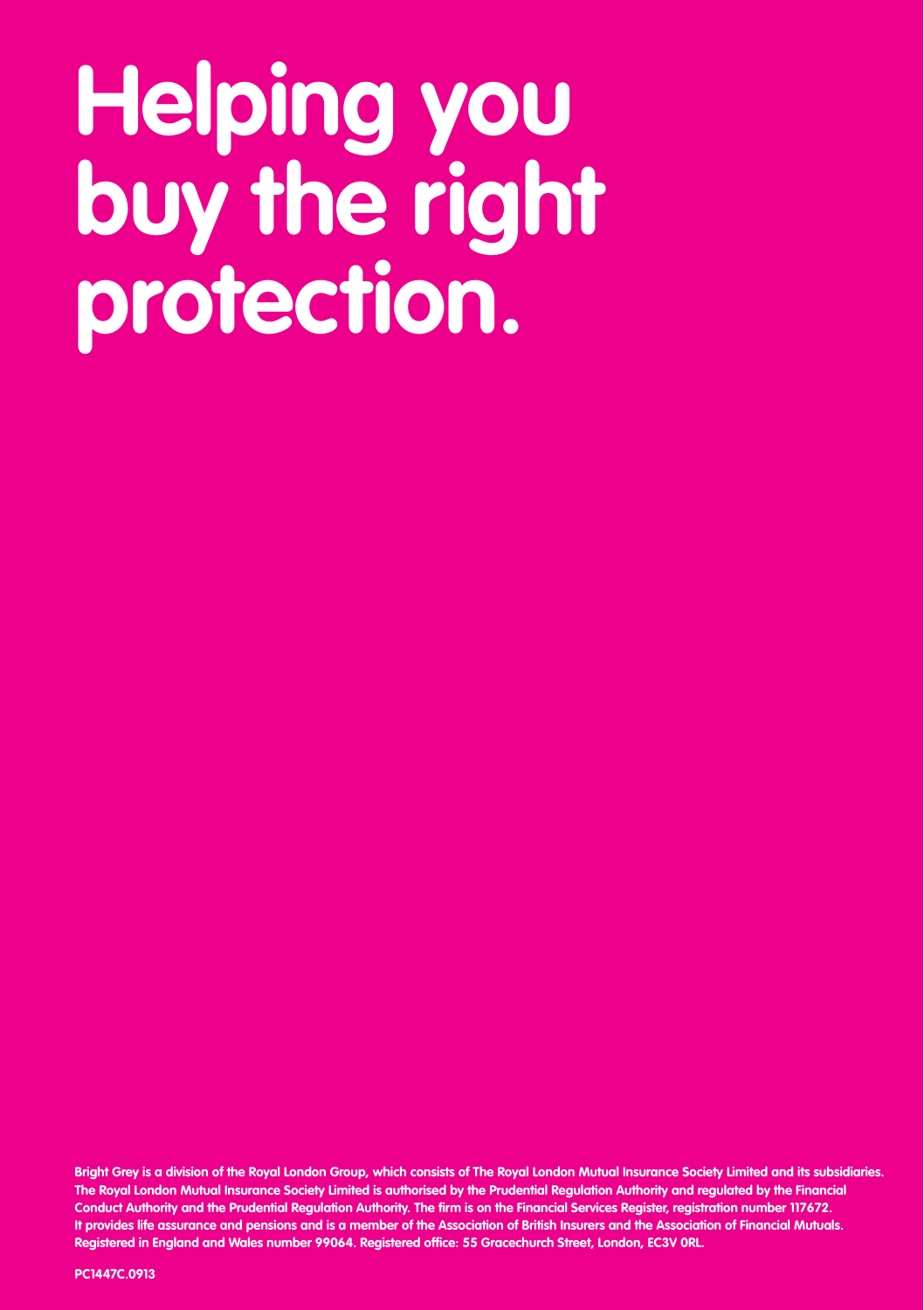# Helping you buy the right protection.

**Bright Grey is a division of the Royal London Group, which consists of The Royal London Mutual Insurance Society Limited and its subsidiaries. The Royal London Mutual Insurance Society Limited is authorised by the Prudential Regulation Authority and regulated by the Financial Conduct Authority and the Prudential Regulation Authority. The firm is on the Financial Services Register, registration number 117672. It provides life assurance and pensions and is a member of the Association of British Insurers and the Association of Financial Mutuals. Registered in England and Wales number 99064. Registered office: 55 Gracechurch Street, London, EC3V 0RL.**

**PC1447C.0913**